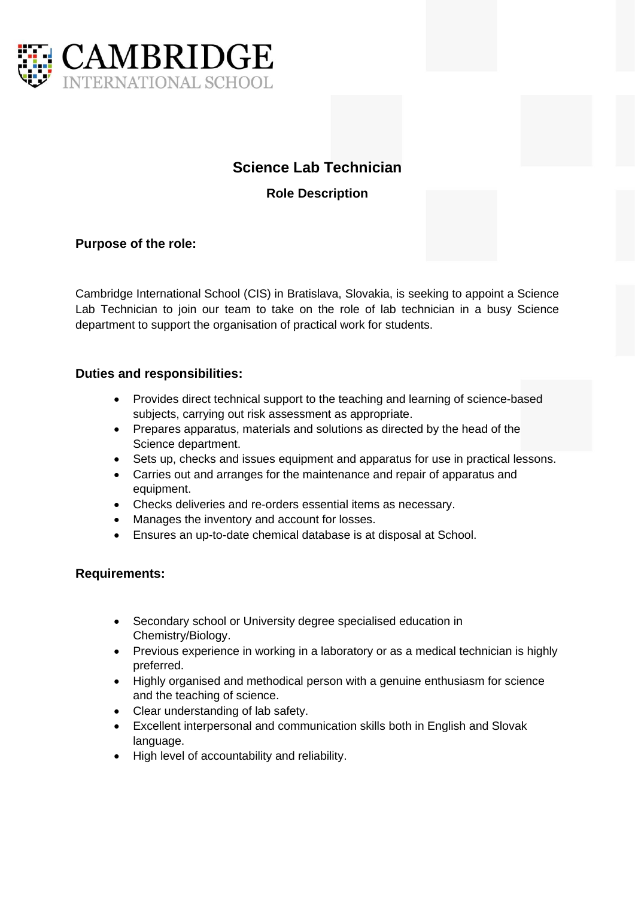CAMBRIDGE
INTERNATIONAL SCHOOL

# Science Lab Technician

## Role Description

**Purpose of the role:**

Cambridge International School (CIS) in Bratislava, Slovakia, is seeking to appoint a Science Lab Technician to join our team to take on the role of lab technician in a busy Science department to support the organisation of practical work for students.

**Duties and responsibilities:**

- Provides direct technical support to the teaching and learning of science-based subjects, carrying out risk assessment as appropriate.
- Prepares apparatus, materials and solutions as directed by the head of the Science department.
- Sets up, checks and issues equipment and apparatus for use in practical lessons.
- Carries out and arranges for the maintenance and repair of apparatus and equipment.
- Checks deliveries and re-orders essential items as necessary.
- Manages the inventory and account for losses.
- Ensures an up-to-date chemical database is at disposal at School.

**Requirements:**

- Secondary school or University degree specialised education in Chemistry/Biology.
- Previous experience in working in a laboratory or as a medical technician is highly preferred.
- Highly organised and methodical person with a genuine enthusiasm for science and the teaching of science.
- Clear understanding of lab safety.
- Excellent interpersonal and communication skills both in English and Slovak language.
- High level of accountability and reliability.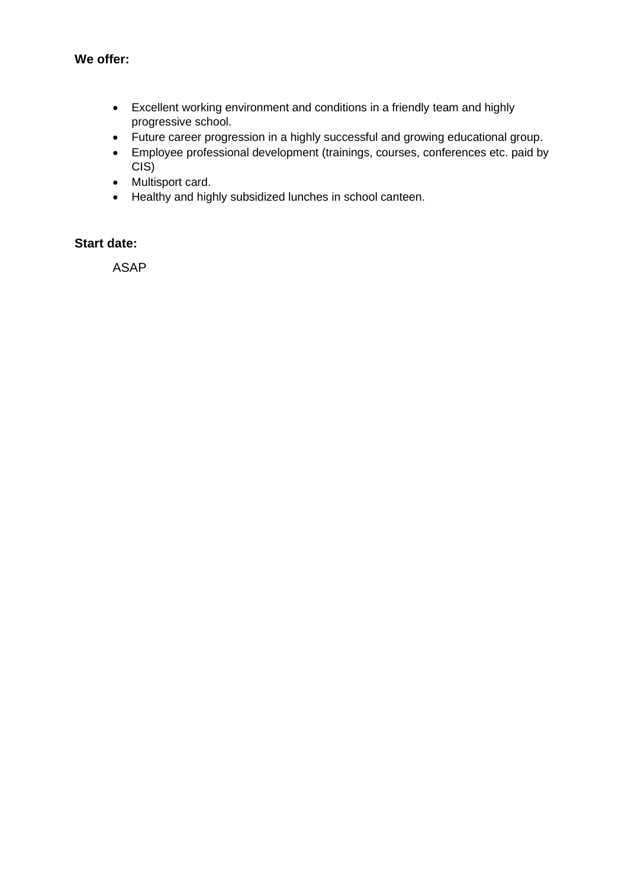**We offer:**

- Excellent working environment and conditions in a friendly team and highly progressive school.
- Future career progression in a highly successful and growing educational group.
- Employee professional development (trainings, courses, conferences etc. paid by CIS)
- Multisport card.
- Healthy and highly subsidized lunches in school canteen.

**Start date:**

ASAP